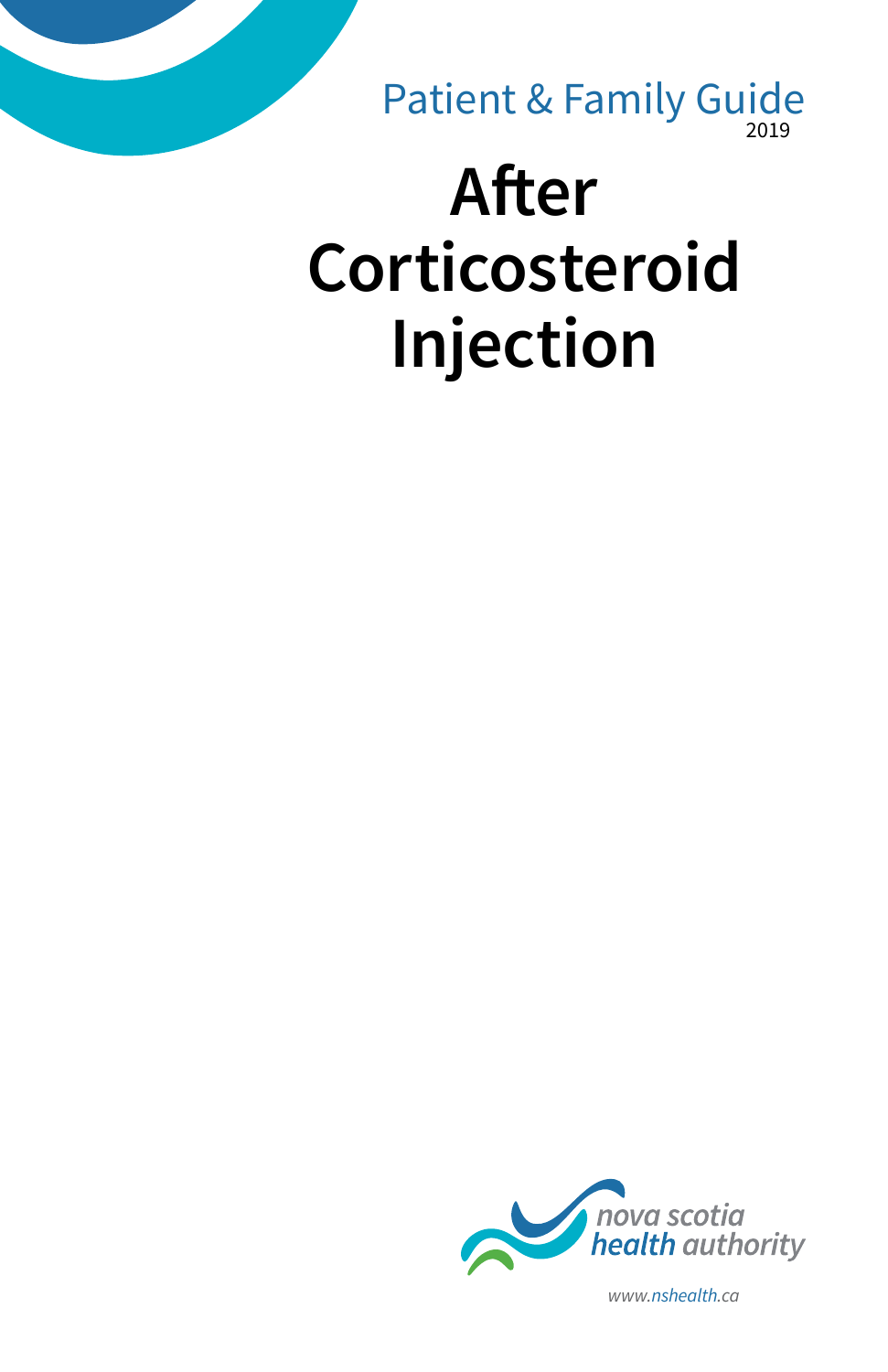Patient & Family Guide
2019

# After Corticosteroid Injection

nova scotia
health authority

www.nshealth.ca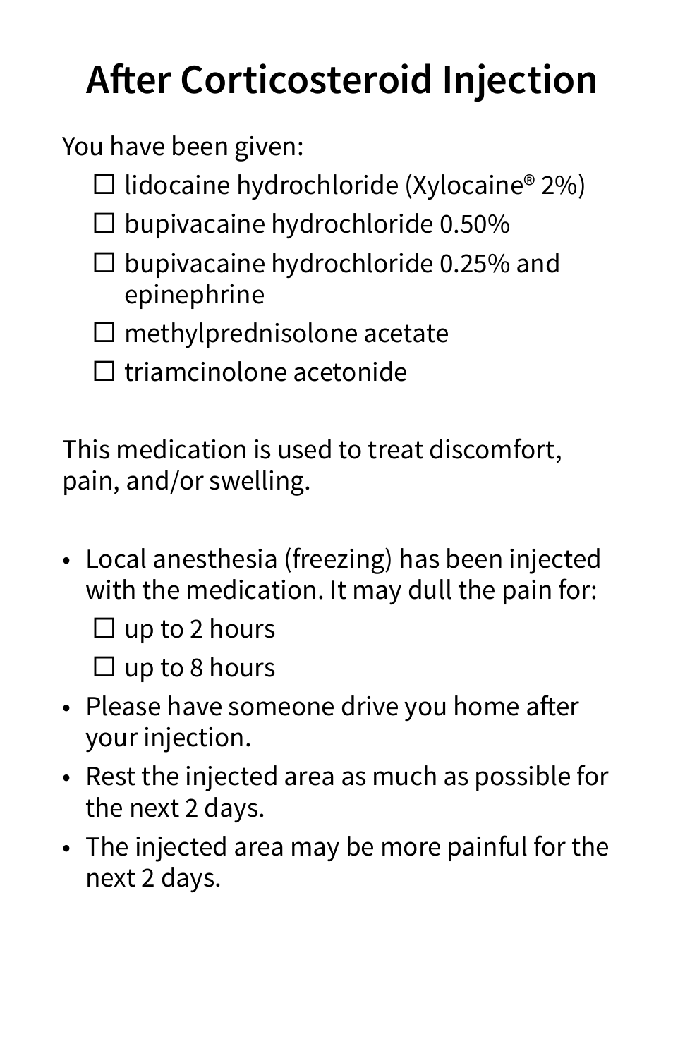# After Corticosteroid Injection

You have been given:

- ☐ lidocaine hydrochloride (Xylocaine® 2%)
- ☐ bupivacaine hydrochloride 0.50%
- ☐ bupivacaine hydrochloride 0.25% and epinephrine
- ☐ methylprednisolone acetate
- ☐ triamcinolone acetonide

This medication is used to treat discomfort, pain, and/or swelling.

- Local anesthesia (freezing) has been injected with the medication. It may dull the pain for:
  - ☐ up to 2 hours
  - ☐ up to 8 hours
- Please have someone drive you home after your injection.
- Rest the injected area as much as possible for the next 2 days.
- The injected area may be more painful for the next 2 days.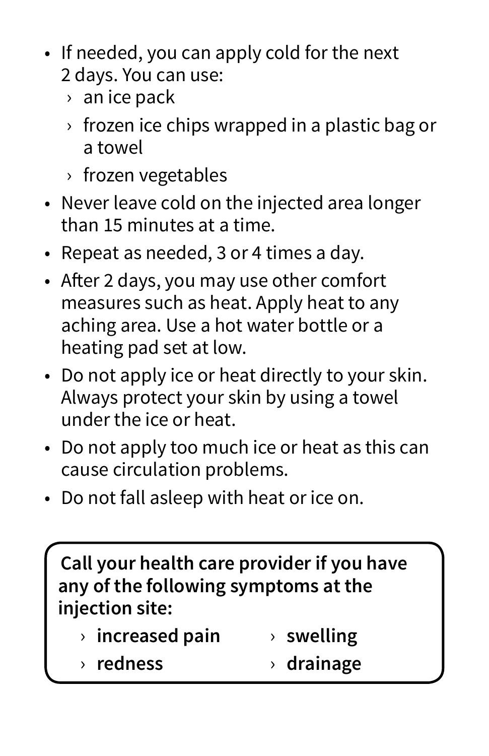- If needed, you can apply cold for the next 2 days. You can use:
  - an ice pack
  - frozen ice chips wrapped in a plastic bag or a towel
  - frozen vegetables
- Never leave cold on the injected area longer than 15 minutes at a time.
- Repeat as needed, 3 or 4 times a day.
- After 2 days, you may use other comfort measures such as heat. Apply heat to any aching area. Use a hot water bottle or a heating pad set at low.
- Do not apply ice or heat directly to your skin. Always protect your skin by using a towel under the ice or heat.
- Do not apply too much ice or heat as this can cause circulation problems.
- Do not fall asleep with heat or ice on.

**Call your health care provider if you have any of the following symptoms at the injection site:**

- **increased pain**
- **redness**
- **swelling**
- **drainage**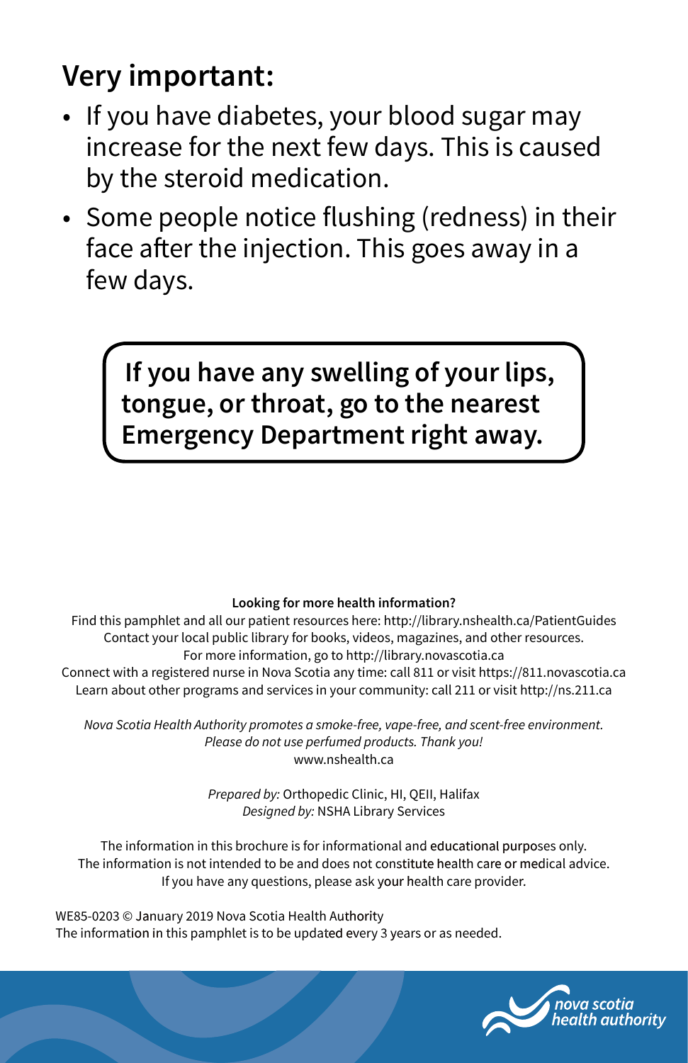## Very important:

- If you have diabetes, your blood sugar may increase for the next few days. This is caused by the steroid medication.
- Some people notice flushing (redness) in their face after the injection. This goes away in a few days.

**If you have any swelling of your lips, tongue, or throat, go to the nearest Emergency Department right away.**

**Looking for more health information?**

Find this pamphlet and all our patient resources here: http://library.nshealth.ca/PatientGuides
Contact your local public library for books, videos, magazines, and other resources.
For more information, go to http://library.novascotia.ca
Connect with a registered nurse in Nova Scotia any time: call 811 or visit https://811.novascotia.ca
Learn about other programs and services in your community: call 211 or visit http://ns.211.ca

*Nova Scotia Health Authority promotes a smoke-free, vape-free, and scent-free environment.*
*Please do not use perfumed products. Thank you!*
www.nshealth.ca

*Prepared by:* Orthopedic Clinic, HI, QEII, Halifax
*Designed by:* NSHA Library Services

The information in this brochure is for informational and educational purposes only.
The information is not intended to be and does not constitute health care or medical advice.
If you have any questions, please ask your health care provider.

WE85-0203 © January 2019 Nova Scotia Health Authority
The information in this pamphlet is to be updated every 3 years or as needed.

nova scotia health authority